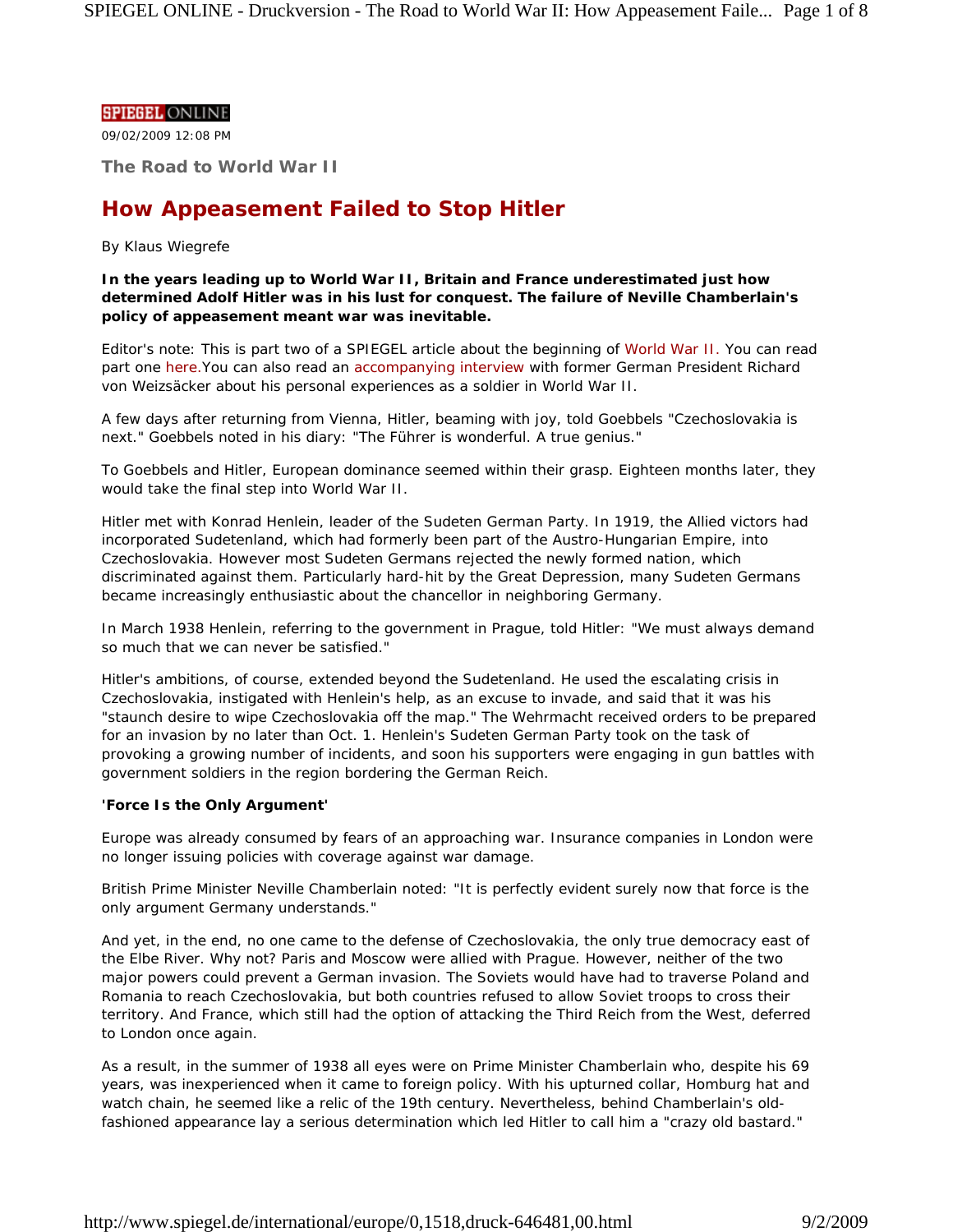SPIEGEL ONLINE

09/02/2009 12:08 PM

### The Road to World War II

# How Appeasement Failed to Stop Hitler

By Klaus Wiegrefe

**In the years leading up to World War II, Britain and France underestimated just how determined Adolf Hitler was in his lust for conquest. The failure of Neville Chamberlain's policy of appeasement meant war was inevitable.**

Editor's note: This is part two of a SPIEGEL article about the beginning of World War II. You can read part one here.You can also read an accompanying interview with former German President Richard von Weizsäcker about his personal experiences as a soldier in World War II.

A few days after returning from Vienna, Hitler, beaming with joy, told Goebbels "Czechoslovakia is next." Goebbels noted in his diary: "The Führer is wonderful. A true genius."

To Goebbels and Hitler, European dominance seemed within their grasp. Eighteen months later, they would take the final step into World War II.

Hitler met with Konrad Henlein, leader of the Sudeten German Party. In 1919, the Allied victors had incorporated Sudetenland, which had formerly been part of the Austro-Hungarian Empire, into Czechoslovakia. However most Sudeten Germans rejected the newly formed nation, which discriminated against them. Particularly hard-hit by the Great Depression, many Sudeten Germans became increasingly enthusiastic about the chancellor in neighboring Germany.

In March 1938 Henlein, referring to the government in Prague, told Hitler: "We must always demand so much that we can never be satisfied."

Hitler's ambitions, of course, extended beyond the Sudetenland. He used the escalating crisis in Czechoslovakia, instigated with Henlein's help, as an excuse to invade, and said that it was his "staunch desire to wipe Czechoslovakia off the map." The Wehrmacht received orders to be prepared for an invasion by no later than Oct. 1. Henlein's Sudeten German Party took on the task of provoking a growing number of incidents, and soon his supporters were engaging in gun battles with government soldiers in the region bordering the German Reich.

**'Force Is the Only Argument'**

Europe was already consumed by fears of an approaching war. Insurance companies in London were no longer issuing policies with coverage against war damage.

British Prime Minister Neville Chamberlain noted: "It is perfectly evident surely now that force is the only argument Germany understands."

And yet, in the end, no one came to the defense of Czechoslovakia, the only true democracy east of the Elbe River. Why not? Paris and Moscow were allied with Prague. However, neither of the two major powers could prevent a German invasion. The Soviets would have had to traverse Poland and Romania to reach Czechoslovakia, but both countries refused to allow Soviet troops to cross their territory. And France, which still had the option of attacking the Third Reich from the West, deferred to London once again.

As a result, in the summer of 1938 all eyes were on Prime Minister Chamberlain who, despite his 69 years, was inexperienced when it came to foreign policy. With his upturned collar, Homburg hat and watch chain, he seemed like a relic of the 19th century. Nevertheless, behind Chamberlain's old-fashioned appearance lay a serious determination which led Hitler to call him a "crazy old bastard."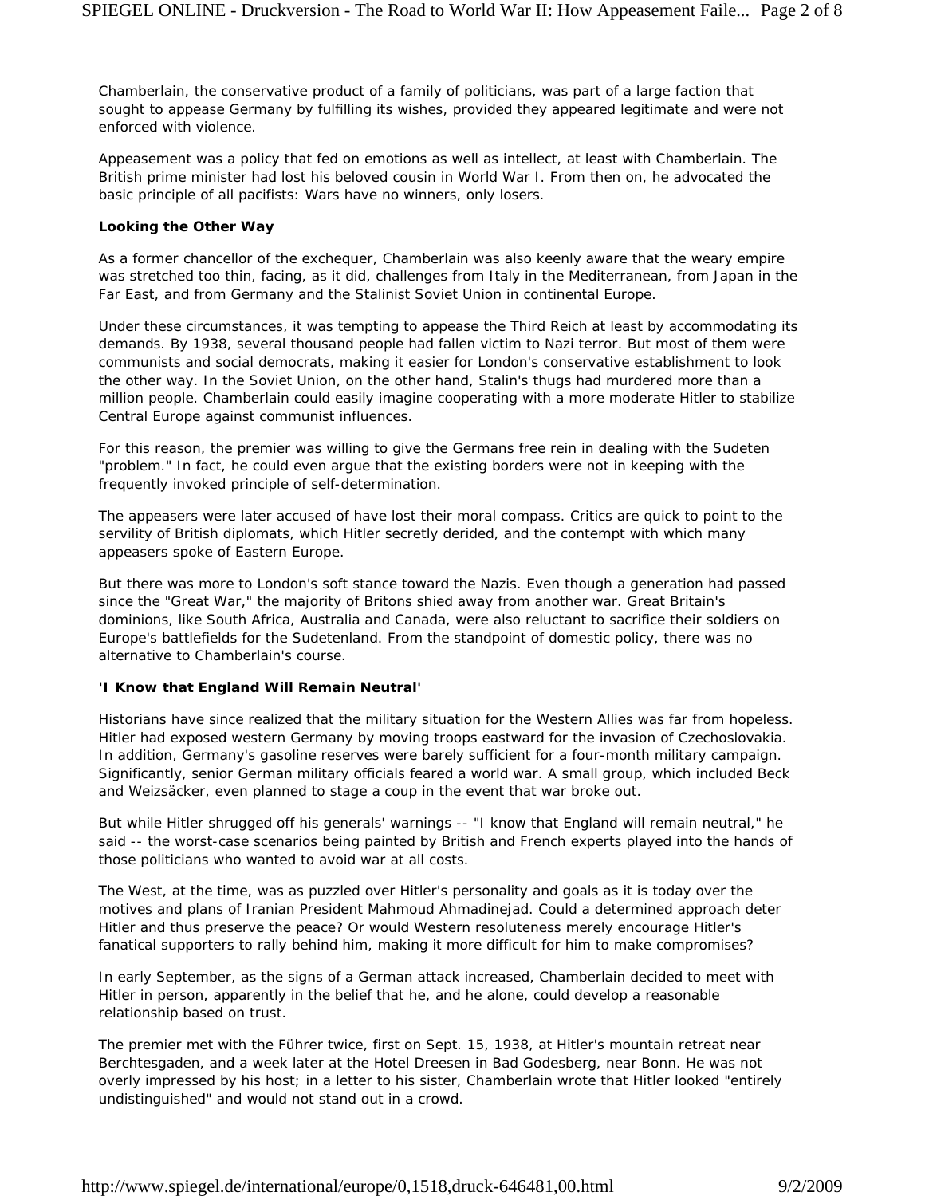Chamberlain, the conservative product of a family of politicians, was part of a large faction that sought to appease Germany by fulfilling its wishes, provided they appeared legitimate and were not enforced with violence.

Appeasement was a policy that fed on emotions as well as intellect, at least with Chamberlain. The British prime minister had lost his beloved cousin in World War I. From then on, he advocated the basic principle of all pacifists: Wars have no winners, only losers.

**Looking the Other Way**

As a former chancellor of the exchequer, Chamberlain was also keenly aware that the weary empire was stretched too thin, facing, as it did, challenges from Italy in the Mediterranean, from Japan in the Far East, and from Germany and the Stalinist Soviet Union in continental Europe.

Under these circumstances, it was tempting to appease the Third Reich at least by accommodating its demands. By 1938, several thousand people had fallen victim to Nazi terror. But most of them were communists and social democrats, making it easier for London's conservative establishment to look the other way. In the Soviet Union, on the other hand, Stalin's thugs had murdered more than a million people. Chamberlain could easily imagine cooperating with a more moderate Hitler to stabilize Central Europe against communist influences.

For this reason, the premier was willing to give the Germans free rein in dealing with the Sudeten "problem." In fact, he could even argue that the existing borders were not in keeping with the frequently invoked principle of self-determination.

The appeasers were later accused of have lost their moral compass. Critics are quick to point to the servility of British diplomats, which Hitler secretly derided, and the contempt with which many appeasers spoke of Eastern Europe.

But there was more to London's soft stance toward the Nazis. Even though a generation had passed since the "Great War," the majority of Britons shied away from another war. Great Britain's dominions, like South Africa, Australia and Canada, were also reluctant to sacrifice their soldiers on Europe's battlefields for the Sudetenland. From the standpoint of domestic policy, there was no alternative to Chamberlain's course.

**'I Know that England Will Remain Neutral'**

Historians have since realized that the military situation for the Western Allies was far from hopeless. Hitler had exposed western Germany by moving troops eastward for the invasion of Czechoslovakia. In addition, Germany's gasoline reserves were barely sufficient for a four-month military campaign. Significantly, senior German military officials feared a world war. A small group, which included Beck and Weizsäcker, even planned to stage a coup in the event that war broke out.

But while Hitler shrugged off his generals' warnings -- "I know that England will remain neutral," he said -- the worst-case scenarios being painted by British and French experts played into the hands of those politicians who wanted to avoid war at all costs.

The West, at the time, was as puzzled over Hitler's personality and goals as it is today over the motives and plans of Iranian President Mahmoud Ahmadinejad. Could a determined approach deter Hitler and thus preserve the peace? Or would Western resoluteness merely encourage Hitler's fanatical supporters to rally behind him, making it more difficult for him to make compromises?

In early September, as the signs of a German attack increased, Chamberlain decided to meet with Hitler in person, apparently in the belief that he, and he alone, could develop a reasonable relationship based on trust.

The premier met with the Führer twice, first on Sept. 15, 1938, at Hitler's mountain retreat near Berchtesgaden, and a week later at the Hotel Dreesen in Bad Godesberg, near Bonn. He was not overly impressed by his host; in a letter to his sister, Chamberlain wrote that Hitler looked "entirely undistinguished" and would not stand out in a crowd.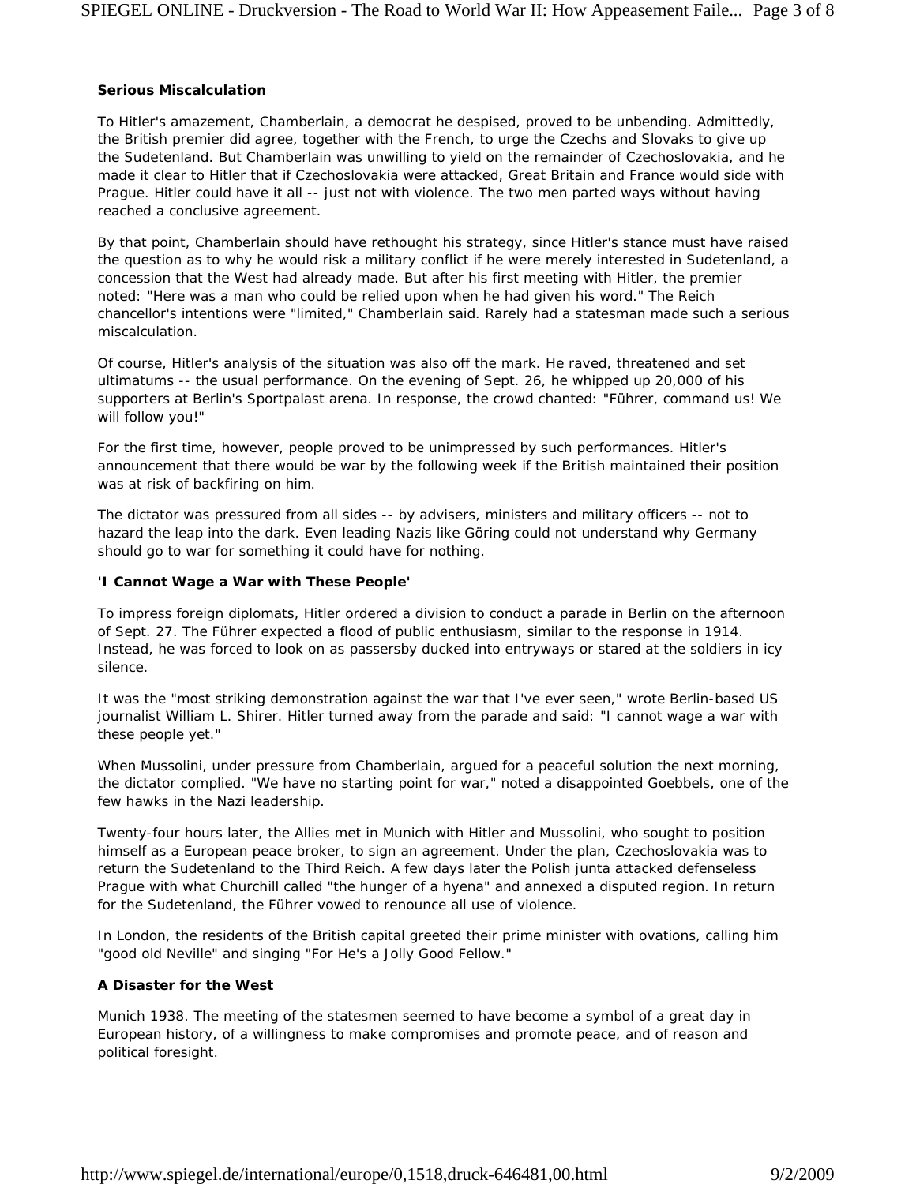### Serious Miscalculation

To Hitler's amazement, Chamberlain, a democrat he despised, proved to be unbending. Admittedly, the British premier did agree, together with the French, to urge the Czechs and Slovaks to give up the Sudetenland. But Chamberlain was unwilling to yield on the remainder of Czechoslovakia, and he made it clear to Hitler that if Czechoslovakia were attacked, Great Britain and France would side with Prague. Hitler could have it all -- just not with violence. The two men parted ways without having reached a conclusive agreement.

By that point, Chamberlain should have rethought his strategy, since Hitler's stance must have raised the question as to why he would risk a military conflict if he were merely interested in Sudetenland, a concession that the West had already made. But after his first meeting with Hitler, the premier noted: "Here was a man who could be relied upon when he had given his word." The Reich chancellor's intentions were "limited," Chamberlain said. Rarely had a statesman made such a serious miscalculation.

Of course, Hitler's analysis of the situation was also off the mark. He raved, threatened and set ultimatums -- the usual performance. On the evening of Sept. 26, he whipped up 20,000 of his supporters at Berlin's Sportpalast arena. In response, the crowd chanted: "Führer, command us! We will follow you!"

For the first time, however, people proved to be unimpressed by such performances. Hitler's announcement that there would be war by the following week if the British maintained their position was at risk of backfiring on him.

The dictator was pressured from all sides -- by advisers, ministers and military officers -- not to hazard the leap into the dark. Even leading Nazis like Göring could not understand why Germany should go to war for something it could have for nothing.

### 'I Cannot Wage a War with These People'

To impress foreign diplomats, Hitler ordered a division to conduct a parade in Berlin on the afternoon of Sept. 27. The Führer expected a flood of public enthusiasm, similar to the response in 1914. Instead, he was forced to look on as passersby ducked into entryways or stared at the soldiers in icy silence.

It was the "most striking demonstration against the war that I've ever seen," wrote Berlin-based US journalist William L. Shirer. Hitler turned away from the parade and said: "I cannot wage a war with these people yet."

When Mussolini, under pressure from Chamberlain, argued for a peaceful solution the next morning, the dictator complied. "We have no starting point for war," noted a disappointed Goebbels, one of the few hawks in the Nazi leadership.

Twenty-four hours later, the Allies met in Munich with Hitler and Mussolini, who sought to position himself as a European peace broker, to sign an agreement. Under the plan, Czechoslovakia was to return the Sudetenland to the Third Reich. A few days later the Polish junta attacked defenseless Prague with what Churchill called "the hunger of a hyena" and annexed a disputed region. In return for the Sudetenland, the Führer vowed to renounce all use of violence.

In London, the residents of the British capital greeted their prime minister with ovations, calling him "good old Neville" and singing "For He's a Jolly Good Fellow."

### A Disaster for the West

Munich 1938. The meeting of the statesmen seemed to have become a symbol of a great day in European history, of a willingness to make compromises and promote peace, and of reason and political foresight.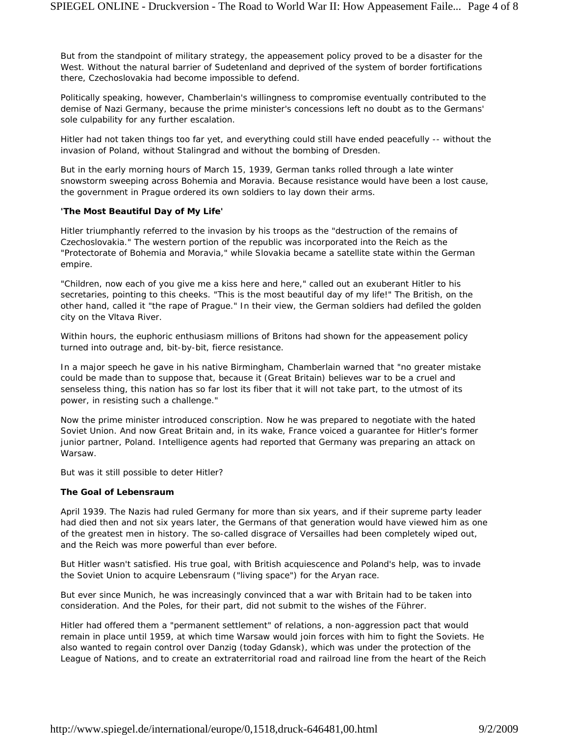But from the standpoint of military strategy, the appeasement policy proved to be a disaster for the West. Without the natural barrier of Sudetenland and deprived of the system of border fortifications there, Czechoslovakia had become impossible to defend.

Politically speaking, however, Chamberlain's willingness to compromise eventually contributed to the demise of Nazi Germany, because the prime minister's concessions left no doubt as to the Germans' sole culpability for any further escalation.

Hitler had not taken things too far yet, and everything could still have ended peacefully -- without the invasion of Poland, without Stalingrad and without the bombing of Dresden.

But in the early morning hours of March 15, 1939, German tanks rolled through a late winter snowstorm sweeping across Bohemia and Moravia. Because resistance would have been a lost cause, the government in Prague ordered its own soldiers to lay down their arms.

**'The Most Beautiful Day of My Life'**

Hitler triumphantly referred to the invasion by his troops as the "destruction of the remains of Czechoslovakia." The western portion of the republic was incorporated into the Reich as the "Protectorate of Bohemia and Moravia," while Slovakia became a satellite state within the German empire.

"Children, now each of you give me a kiss here and here," called out an exuberant Hitler to his secretaries, pointing to this cheeks. "This is the most beautiful day of my life!" The British, on the other hand, called it "the rape of Prague." In their view, the German soldiers had defiled the golden city on the Vltava River.

Within hours, the euphoric enthusiasm millions of Britons had shown for the appeasement policy turned into outrage and, bit-by-bit, fierce resistance.

In a major speech he gave in his native Birmingham, Chamberlain warned that "no greater mistake could be made than to suppose that, because it (Great Britain) believes war to be a cruel and senseless thing, this nation has so far lost its fiber that it will not take part, to the utmost of its power, in resisting such a challenge."

Now the prime minister introduced conscription. Now he was prepared to negotiate with the hated Soviet Union. And now Great Britain and, in its wake, France voiced a guarantee for Hitler's former junior partner, Poland. Intelligence agents had reported that Germany was preparing an attack on Warsaw.

But was it still possible to deter Hitler?

**The Goal of Lebensraum**

April 1939. The Nazis had ruled Germany for more than six years, and if their supreme party leader had died then and not six years later, the Germans of that generation would have viewed him as one of the greatest men in history. The so-called disgrace of Versailles had been completely wiped out, and the Reich was more powerful than ever before.

But Hitler wasn't satisfied. His true goal, with British acquiescence and Poland's help, was to invade the Soviet Union to acquire Lebensraum ("living space") for the Aryan race.

But ever since Munich, he was increasingly convinced that a war with Britain had to be taken into consideration. And the Poles, for their part, did not submit to the wishes of the Führer.

Hitler had offered them a "permanent settlement" of relations, a non-aggression pact that would remain in place until 1959, at which time Warsaw would join forces with him to fight the Soviets. He also wanted to regain control over Danzig (today Gdansk), which was under the protection of the League of Nations, and to create an extraterritorial road and railroad line from the heart of the Reich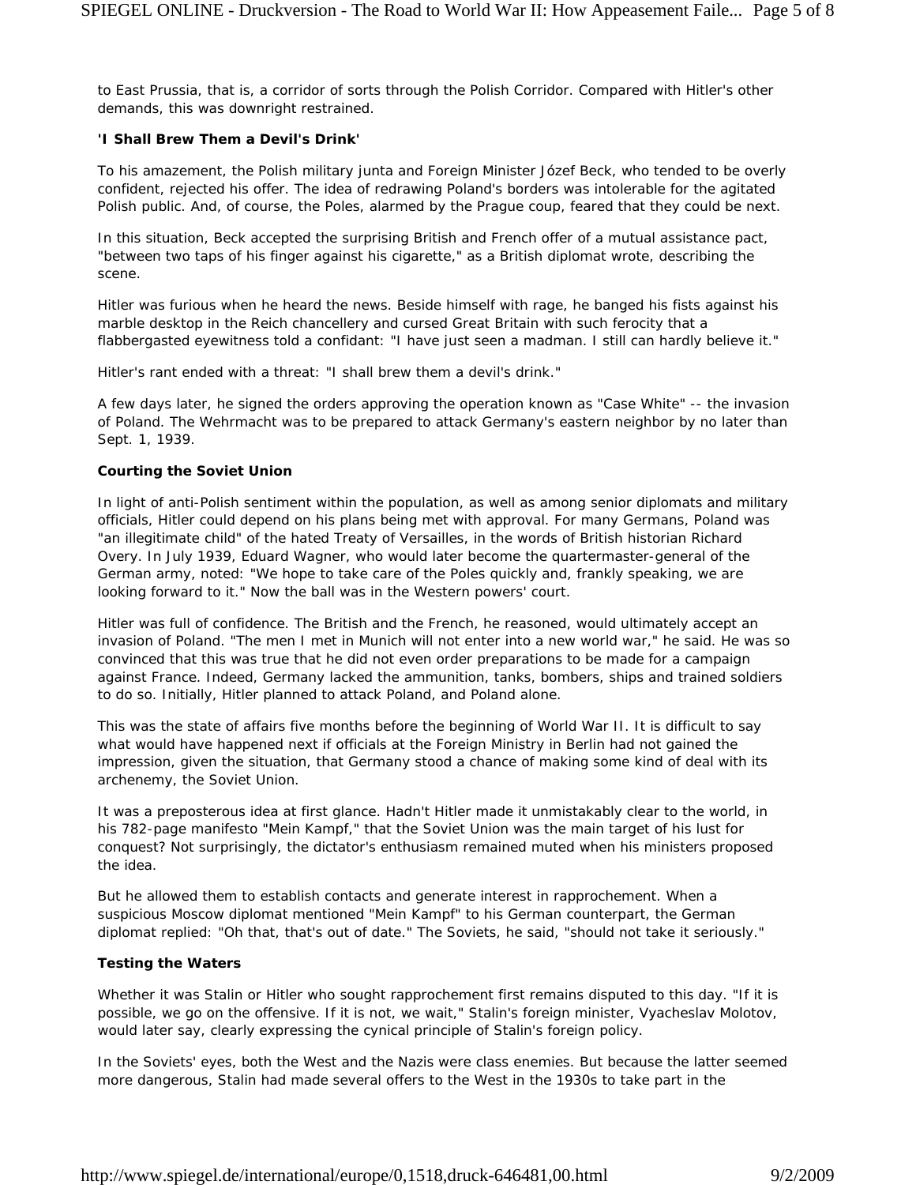to East Prussia, that is, a corridor of sorts through the Polish Corridor. Compared with Hitler's other demands, this was downright restrained.

### 'I Shall Brew Them a Devil's Drink'

To his amazement, the Polish military junta and Foreign Minister Józef Beck, who tended to be overly confident, rejected his offer. The idea of redrawing Poland's borders was intolerable for the agitated Polish public. And, of course, the Poles, alarmed by the Prague coup, feared that they could be next.

In this situation, Beck accepted the surprising British and French offer of a mutual assistance pact, "between two taps of his finger against his cigarette," as a British diplomat wrote, describing the scene.

Hitler was furious when he heard the news. Beside himself with rage, he banged his fists against his marble desktop in the Reich chancellery and cursed Great Britain with such ferocity that a flabbergasted eyewitness told a confidant: "I have just seen a madman. I still can hardly believe it."

Hitler's rant ended with a threat: "I shall brew them a devil's drink."

A few days later, he signed the orders approving the operation known as "Case White" -- the invasion of Poland. The Wehrmacht was to be prepared to attack Germany's eastern neighbor by no later than Sept. 1, 1939.

### Courting the Soviet Union

In light of anti-Polish sentiment within the population, as well as among senior diplomats and military officials, Hitler could depend on his plans being met with approval. For many Germans, Poland was "an illegitimate child" of the hated Treaty of Versailles, in the words of British historian Richard Overy. In July 1939, Eduard Wagner, who would later become the quartermaster-general of the German army, noted: "We hope to take care of the Poles quickly and, frankly speaking, we are looking forward to it." Now the ball was in the Western powers' court.

Hitler was full of confidence. The British and the French, he reasoned, would ultimately accept an invasion of Poland. "The men I met in Munich will not enter into a new world war," he said. He was so convinced that this was true that he did not even order preparations to be made for a campaign against France. Indeed, Germany lacked the ammunition, tanks, bombers, ships and trained soldiers to do so. Initially, Hitler planned to attack Poland, and Poland alone.

This was the state of affairs five months before the beginning of World War II. It is difficult to say what would have happened next if officials at the Foreign Ministry in Berlin had not gained the impression, given the situation, that Germany stood a chance of making some kind of deal with its archenemy, the Soviet Union.

It was a preposterous idea at first glance. Hadn't Hitler made it unmistakably clear to the world, in his 782-page manifesto "Mein Kampf," that the Soviet Union was the main target of his lust for conquest? Not surprisingly, the dictator's enthusiasm remained muted when his ministers proposed the idea.

But he allowed them to establish contacts and generate interest in rapprochement. When a suspicious Moscow diplomat mentioned "Mein Kampf" to his German counterpart, the German diplomat replied: "Oh that, that's out of date." The Soviets, he said, "should not take it seriously."

### Testing the Waters

Whether it was Stalin or Hitler who sought rapprochement first remains disputed to this day. "If it is possible, we go on the offensive. If it is not, we wait," Stalin's foreign minister, Vyacheslav Molotov, would later say, clearly expressing the cynical principle of Stalin's foreign policy.

In the Soviets' eyes, both the West and the Nazis were class enemies. But because the latter seemed more dangerous, Stalin had made several offers to the West in the 1930s to take part in the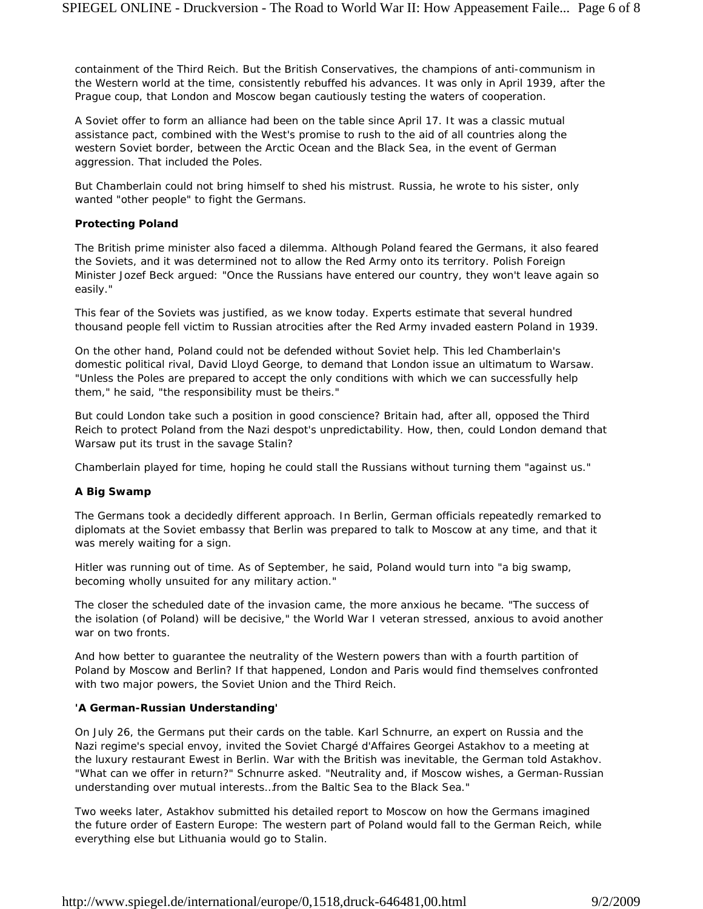containment of the Third Reich. But the British Conservatives, the champions of anti-communism in the Western world at the time, consistently rebuffed his advances. It was only in April 1939, after the Prague coup, that London and Moscow began cautiously testing the waters of cooperation.

A Soviet offer to form an alliance had been on the table since April 17. It was a classic mutual assistance pact, combined with the West's promise to rush to the aid of all countries along the western Soviet border, between the Arctic Ocean and the Black Sea, in the event of German aggression. That included the Poles.

But Chamberlain could not bring himself to shed his mistrust. Russia, he wrote to his sister, only wanted "other people" to fight the Germans.

**Protecting Poland**

The British prime minister also faced a dilemma. Although Poland feared the Germans, it also feared the Soviets, and it was determined not to allow the Red Army onto its territory. Polish Foreign Minister Jozef Beck argued: "Once the Russians have entered our country, they won't leave again so easily."

This fear of the Soviets was justified, as we know today. Experts estimate that several hundred thousand people fell victim to Russian atrocities after the Red Army invaded eastern Poland in 1939.

On the other hand, Poland could not be defended without Soviet help. This led Chamberlain's domestic political rival, David Lloyd George, to demand that London issue an ultimatum to Warsaw. "Unless the Poles are prepared to accept the only conditions with which we can successfully help them," he said, "the responsibility must be theirs."

But could London take such a position in good conscience? Britain had, after all, opposed the Third Reich to protect Poland from the Nazi despot's unpredictability. How, then, could London demand that Warsaw put its trust in the savage Stalin?

Chamberlain played for time, hoping he could stall the Russians without turning them "against us."

**A Big Swamp**

The Germans took a decidedly different approach. In Berlin, German officials repeatedly remarked to diplomats at the Soviet embassy that Berlin was prepared to talk to Moscow at any time, and that it was merely waiting for a sign.

Hitler was running out of time. As of September, he said, Poland would turn into "a big swamp, becoming wholly unsuited for any military action."

The closer the scheduled date of the invasion came, the more anxious he became. "The success of the isolation (of Poland) will be decisive," the World War I veteran stressed, anxious to avoid another war on two fronts.

And how better to guarantee the neutrality of the Western powers than with a fourth partition of Poland by Moscow and Berlin? If that happened, London and Paris would find themselves confronted with two major powers, the Soviet Union and the Third Reich.

**'A German-Russian Understanding'**

On July 26, the Germans put their cards on the table. Karl Schnurre, an expert on Russia and the Nazi regime's special envoy, invited the Soviet Chargé d'Affaires Georgei Astakhov to a meeting at the luxury restaurant Ewest in Berlin. War with the British was inevitable, the German told Astakhov. "What can we offer in return?" Schnurre asked. "Neutrality and, if Moscow wishes, a German-Russian understanding over mutual interests…from the Baltic Sea to the Black Sea."

Two weeks later, Astakhov submitted his detailed report to Moscow on how the Germans imagined the future order of Eastern Europe: The western part of Poland would fall to the German Reich, while everything else but Lithuania would go to Stalin.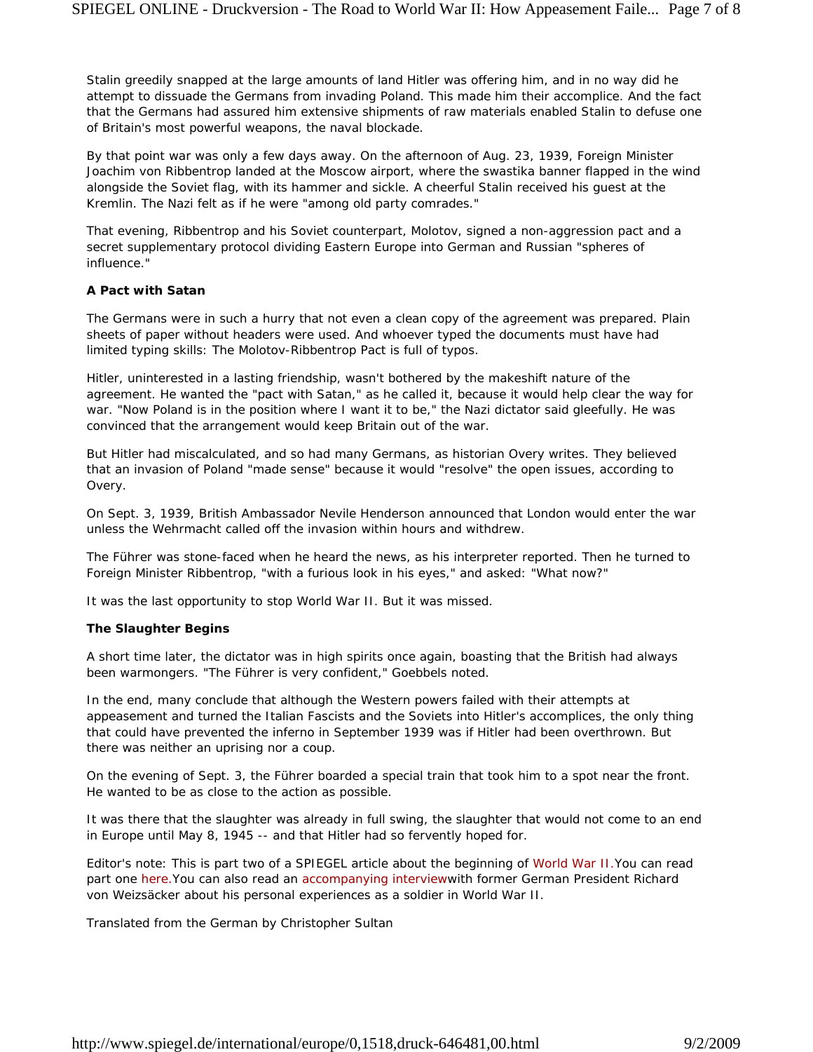Stalin greedily snapped at the large amounts of land Hitler was offering him, and in no way did he attempt to dissuade the Germans from invading Poland. This made him their accomplice. And the fact that the Germans had assured him extensive shipments of raw materials enabled Stalin to defuse one of Britain's most powerful weapons, the naval blockade.

By that point war was only a few days away. On the afternoon of Aug. 23, 1939, Foreign Minister Joachim von Ribbentrop landed at the Moscow airport, where the swastika banner flapped in the wind alongside the Soviet flag, with its hammer and sickle. A cheerful Stalin received his guest at the Kremlin. The Nazi felt as if he were "among old party comrades."

That evening, Ribbentrop and his Soviet counterpart, Molotov, signed a non-aggression pact and a secret supplementary protocol dividing Eastern Europe into German and Russian "spheres of influence."

**A Pact with Satan**

The Germans were in such a hurry that not even a clean copy of the agreement was prepared. Plain sheets of paper without headers were used. And whoever typed the documents must have had limited typing skills: The Molotov-Ribbentrop Pact is full of typos.

Hitler, uninterested in a lasting friendship, wasn't bothered by the makeshift nature of the agreement. He wanted the "pact with Satan," as he called it, because it would help clear the way for war. "Now Poland is in the position where I want it to be," the Nazi dictator said gleefully. He was convinced that the arrangement would keep Britain out of the war.

But Hitler had miscalculated, and so had many Germans, as historian Overy writes. They believed that an invasion of Poland "made sense" because it would "resolve" the open issues, according to Overy.

On Sept. 3, 1939, British Ambassador Nevile Henderson announced that London would enter the war unless the Wehrmacht called off the invasion within hours and withdrew.

The Führer was stone-faced when he heard the news, as his interpreter reported. Then he turned to Foreign Minister Ribbentrop, "with a furious look in his eyes," and asked: "What now?"

It was the last opportunity to stop World War II. But it was missed.

**The Slaughter Begins**

A short time later, the dictator was in high spirits once again, boasting that the British had always been warmongers. "The Führer is very confident," Goebbels noted.

In the end, many conclude that although the Western powers failed with their attempts at appeasement and turned the Italian Fascists and the Soviets into Hitler's accomplices, the only thing that could have prevented the inferno in September 1939 was if Hitler had been overthrown. But there was neither an uprising nor a coup.

On the evening of Sept. 3, the Führer boarded a special train that took him to a spot near the front. He wanted to be as close to the action as possible.

It was there that the slaughter was already in full swing, the slaughter that would not come to an end in Europe until May 8, 1945 -- and that Hitler had so fervently hoped for.

Editor's note: This is part two of a SPIEGEL article about the beginning of World War II. You can read part one here. You can also read an accompanying interview with former German President Richard von Weizsäcker about his personal experiences as a soldier in World War II.

Translated from the German by Christopher Sultan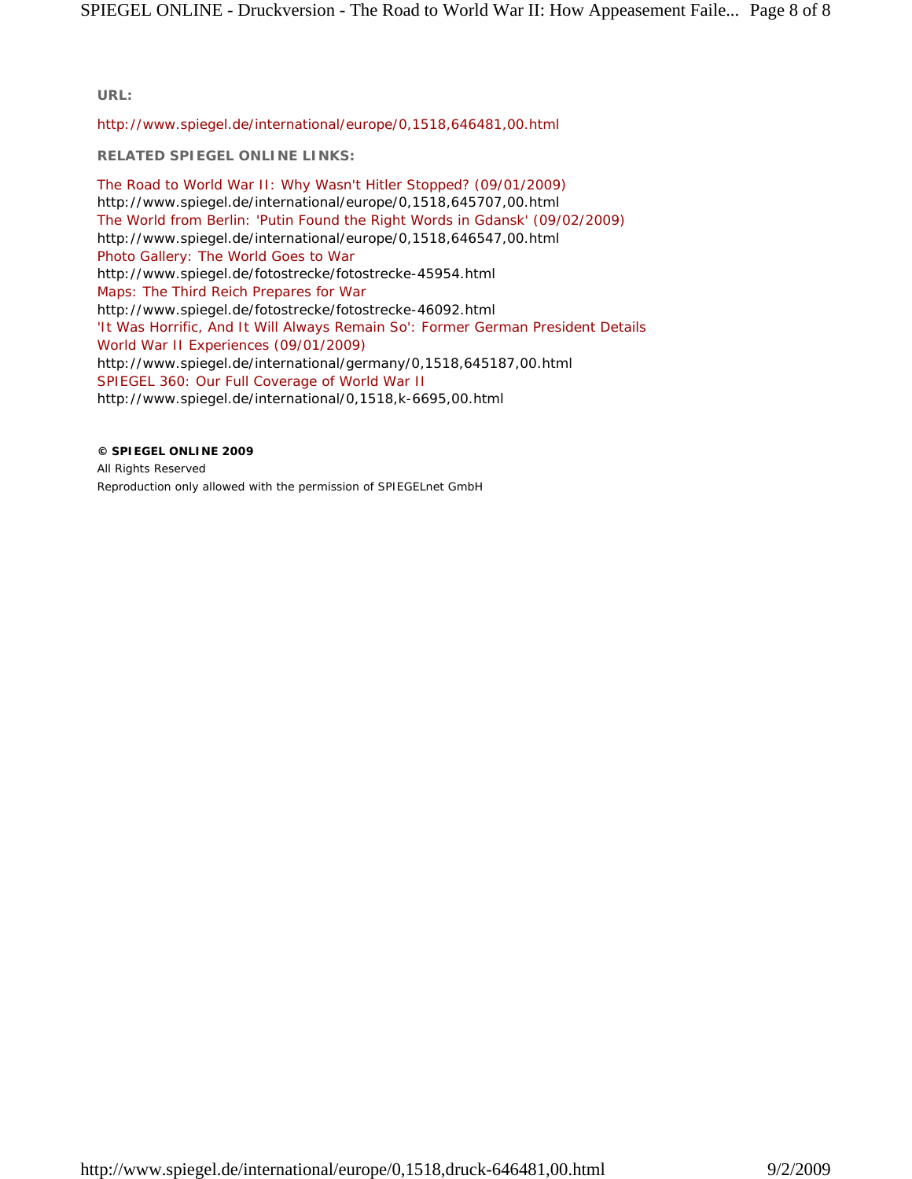**URL:**

http://www.spiegel.de/international/europe/0,1518,646481,00.html

**RELATED SPIEGEL ONLINE LINKS:**

The Road to World War II: Why Wasn't Hitler Stopped? (09/01/2009)
http://www.spiegel.de/international/europe/0,1518,645707,00.html
The World from Berlin: 'Putin Found the Right Words in Gdansk' (09/02/2009)
http://www.spiegel.de/international/europe/0,1518,646547,00.html
Photo Gallery: The World Goes to War
http://www.spiegel.de/fotostrecke/fotostrecke-45954.html
Maps: The Third Reich Prepares for War
http://www.spiegel.de/fotostrecke/fotostrecke-46092.html
'It Was Horrific, And It Will Always Remain So': Former German President Details World War II Experiences (09/01/2009)
http://www.spiegel.de/international/germany/0,1518,645187,00.html
SPIEGEL 360: Our Full Coverage of World War II
http://www.spiegel.de/international/0,1518,k-6695,00.html

**© SPIEGEL ONLINE 2009**
All Rights Reserved
Reproduction only allowed with the permission of SPIEGELnet GmbH